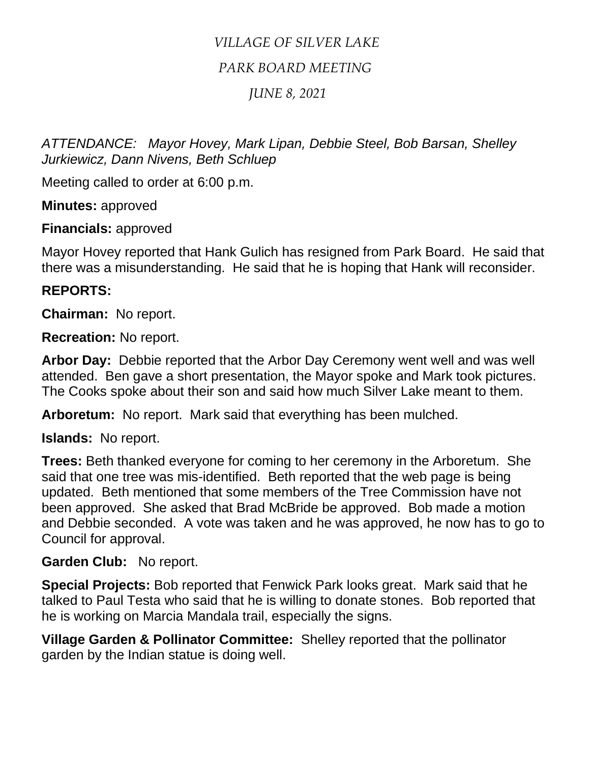*VILLAGE OF SILVER LAKE*

*PARK BOARD MEETING*

*JUNE 8, 2021*

*ATTENDANCE: Mayor Hovey, Mark Lipan, Debbie Steel, Bob Barsan, Shelley Jurkiewicz, Dann Nivens, Beth Schluep*

Meeting called to order at 6:00 p.m.

**Minutes:** approved

**Financials:** approved

Mayor Hovey reported that Hank Gulich has resigned from Park Board. He said that there was a misunderstanding. He said that he is hoping that Hank will reconsider.

**REPORTS:**

**Chairman:** No report.

**Recreation:** No report.

**Arbor Day:** Debbie reported that the Arbor Day Ceremony went well and was well attended. Ben gave a short presentation, the Mayor spoke and Mark took pictures. The Cooks spoke about their son and said how much Silver Lake meant to them.

**Arboretum:** No report. Mark said that everything has been mulched.

**Islands:** No report.

**Trees:** Beth thanked everyone for coming to her ceremony in the Arboretum. She said that one tree was mis-identified. Beth reported that the web page is being updated. Beth mentioned that some members of the Tree Commission have not been approved. She asked that Brad McBride be approved. Bob made a motion and Debbie seconded. A vote was taken and he was approved, he now has to go to Council for approval.

**Garden Club:** No report.

**Special Projects:** Bob reported that Fenwick Park looks great. Mark said that he talked to Paul Testa who said that he is willing to donate stones. Bob reported that he is working on Marcia Mandala trail, especially the signs.

**Village Garden & Pollinator Committee:** Shelley reported that the pollinator garden by the Indian statue is doing well.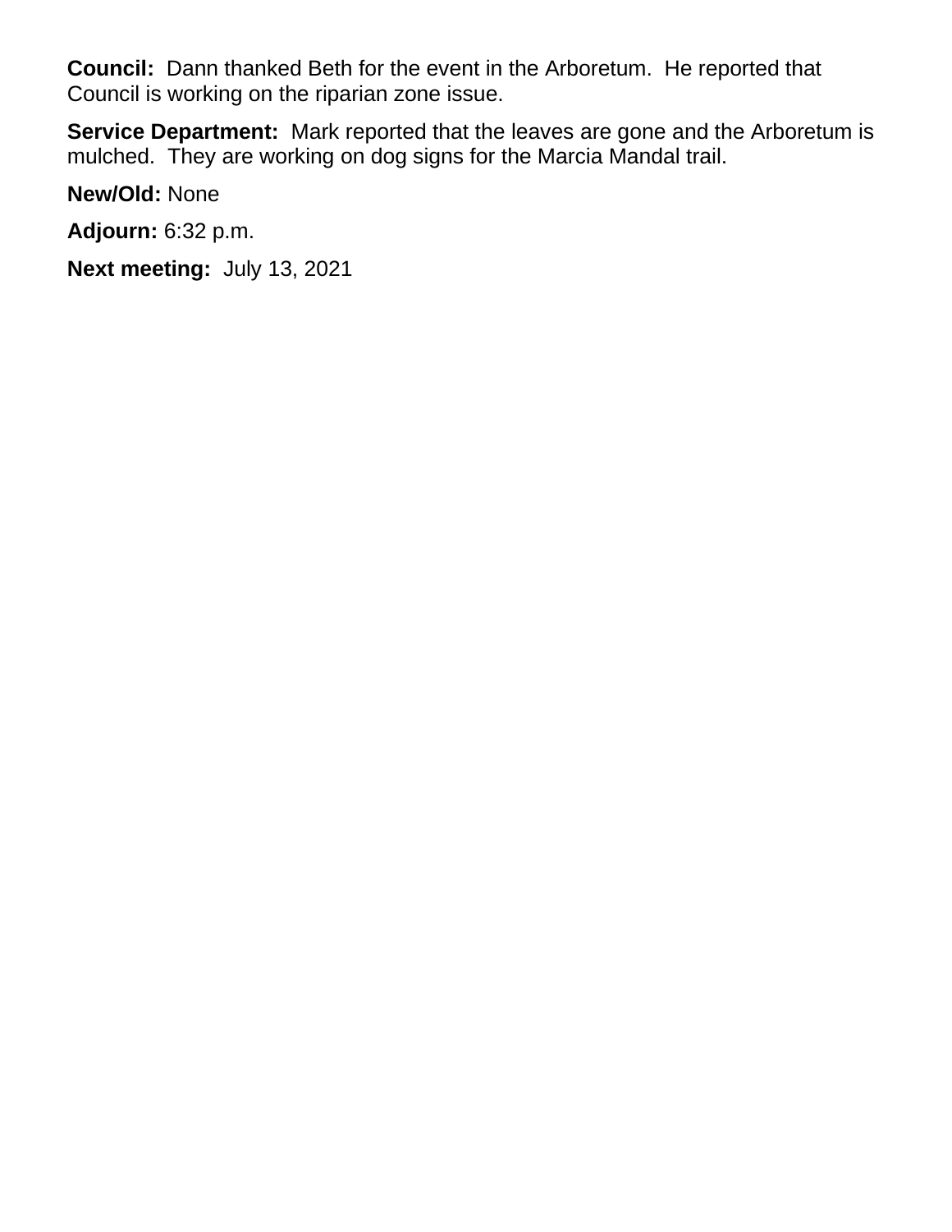**Council:** Dann thanked Beth for the event in the Arboretum. He reported that Council is working on the riparian zone issue.

**Service Department:** Mark reported that the leaves are gone and the Arboretum is mulched. They are working on dog signs for the Marcia Mandal trail.

**New/Old:** None

**Adjourn:** 6:32 p.m.

**Next meeting:** July 13, 2021